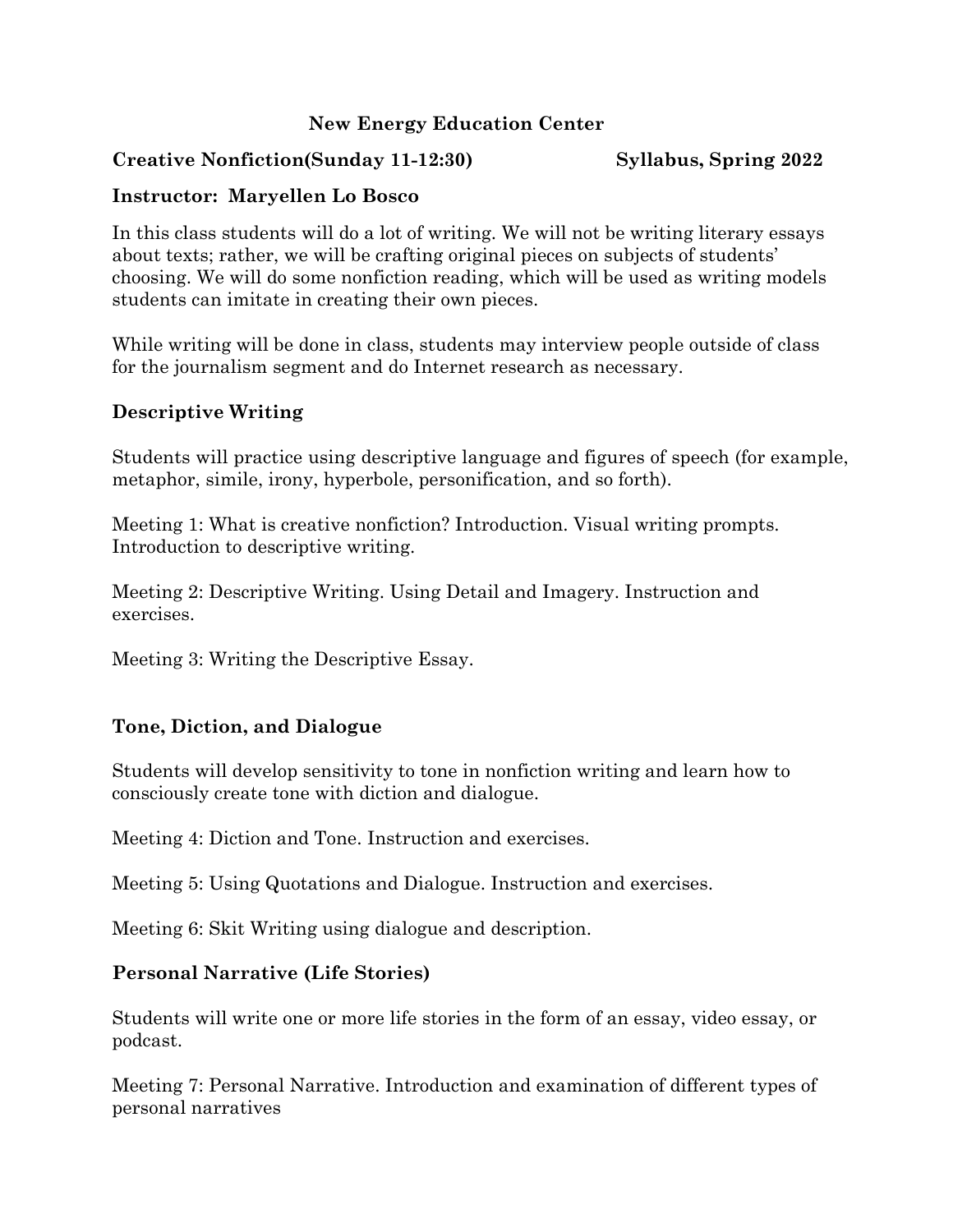**New Energy Education Center**

**Creative Nonfiction(Sunday 11-12:30)** **Syllabus, Spring 2022**

**Instructor: Maryellen Lo Bosco**

In this class students will do a lot of writing. We will not be writing literary essays about texts; rather, we will be crafting original pieces on subjects of students' choosing. We will do some nonfiction reading, which will be used as writing models students can imitate in creating their own pieces.

While writing will be done in class, students may interview people outside of class for the journalism segment and do Internet research as necessary.

## Descriptive Writing

Students will practice using descriptive language and figures of speech (for example, metaphor, simile, irony, hyperbole, personification, and so forth).

Meeting 1: What is creative nonfiction? Introduction. Visual writing prompts. Introduction to descriptive writing.

Meeting 2: Descriptive Writing. Using Detail and Imagery. Instruction and exercises.

Meeting 3: Writing the Descriptive Essay.

## Tone, Diction, and Dialogue

Students will develop sensitivity to tone in nonfiction writing and learn how to consciously create tone with diction and dialogue.

Meeting 4: Diction and Tone. Instruction and exercises.

Meeting 5: Using Quotations and Dialogue. Instruction and exercises.

Meeting 6: Skit Writing using dialogue and description.

## Personal Narrative (Life Stories)

Students will write one or more life stories in the form of an essay, video essay, or podcast.

Meeting 7: Personal Narrative. Introduction and examination of different types of personal narratives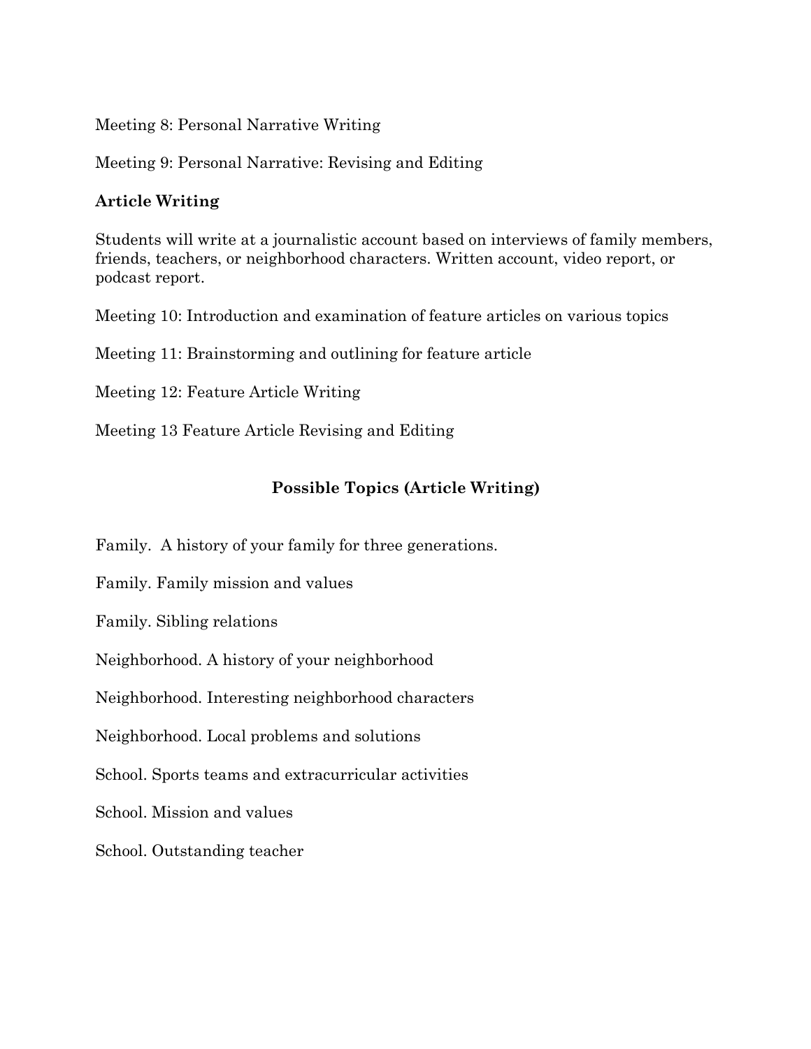Meeting 8: Personal Narrative Writing

Meeting 9: Personal Narrative: Revising and Editing

**Article Writing**

Students will write at a journalistic account based on interviews of family members, friends, teachers, or neighborhood characters. Written account, video report, or podcast report.

Meeting 10: Introduction and examination of feature articles on various topics

Meeting 11: Brainstorming and outlining for feature article

Meeting 12: Feature Article Writing

Meeting 13 Feature Article Revising and Editing

**Possible Topics (Article Writing)**

Family. A history of your family for three generations.

Family. Family mission and values

Family. Sibling relations

Neighborhood. A history of your neighborhood

Neighborhood. Interesting neighborhood characters

Neighborhood. Local problems and solutions

School. Sports teams and extracurricular activities

School. Mission and values

School. Outstanding teacher